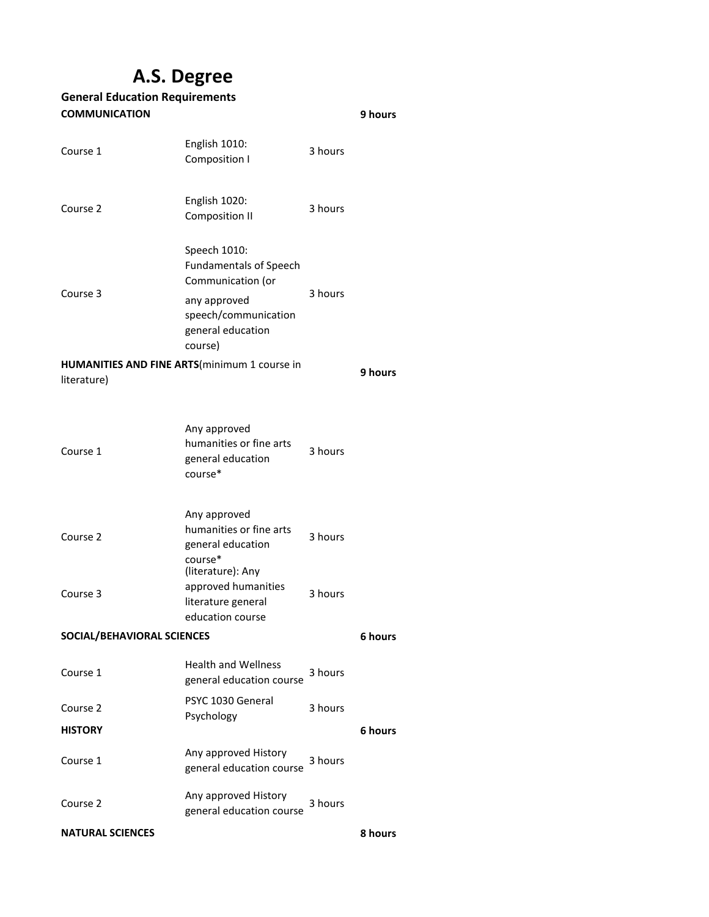# A.S. Degree

## General Education Requirements

| | | | |
|---|---|---|---|
| **COMMUNICATION** | | | **9 hours** |
| Course 1 | English 1010: Composition I | 3 hours | |
| Course 2 | English 1020: Composition II | 3 hours | |
| Course 3 | Speech 1010: Fundamentals of Speech Communication (or any approved speech/communication general education course) | 3 hours | |
| **HUMANITIES AND FINE ARTS**(minimum 1 course in literature) | | | **9 hours** |
| Course 1 | Any approved humanities or fine arts general education course* | 3 hours | |
| Course 2 | Any approved humanities or fine arts general education course* | 3 hours | |
| Course 3 | (literature): Any approved humanities literature general education course | 3 hours | |
| **SOCIAL/BEHAVIORAL SCIENCES** | | | **6 hours** |
| Course 1 | Health and Wellness general education course | 3 hours | |
| Course 2 | PSYC 1030 General Psychology | 3 hours | |
| **HISTORY** | | | **6 hours** |
| Course 1 | Any approved History general education course | 3 hours | |
| Course 2 | Any approved History general education course | 3 hours | |
| **NATURAL SCIENCES** | | | **8 hours** |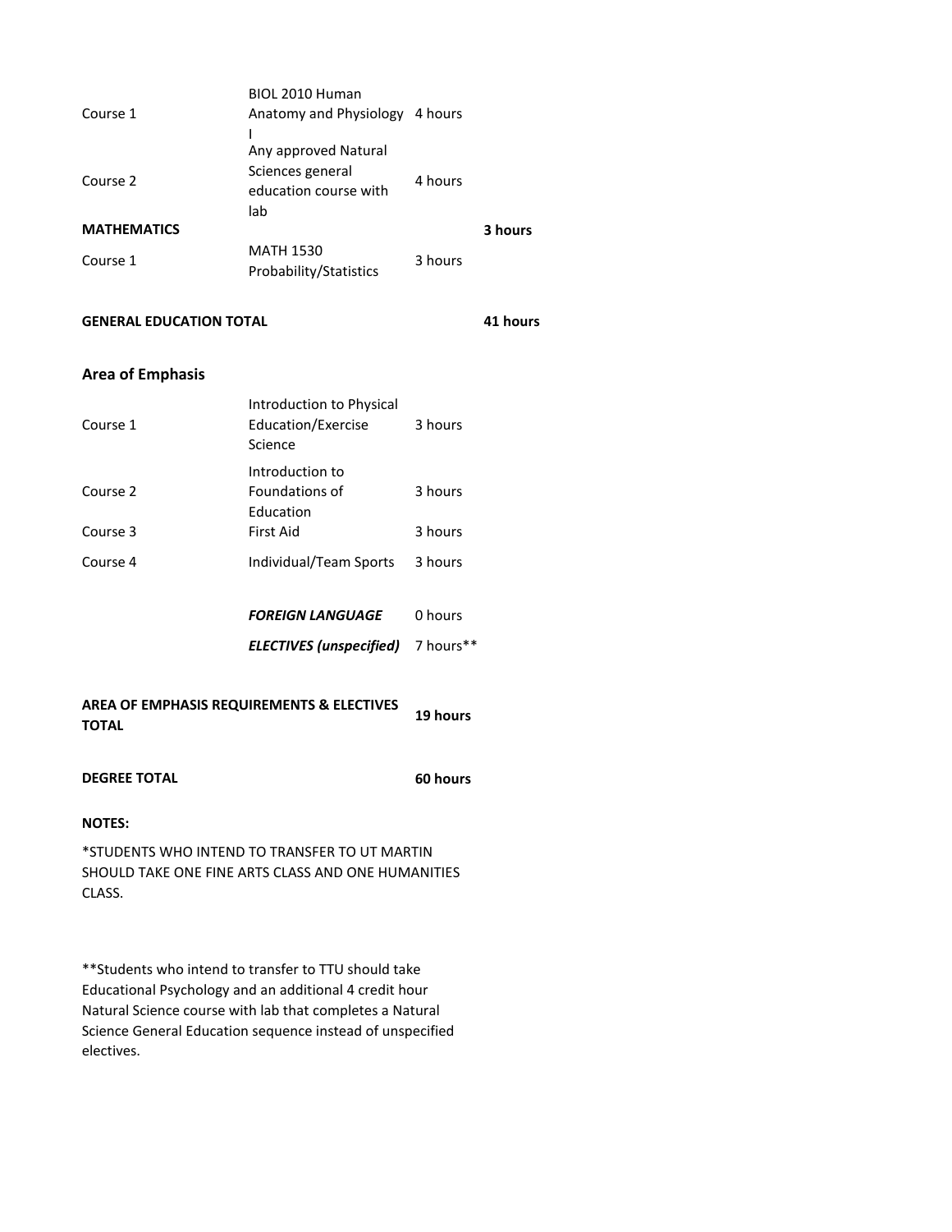| | | | |
|---|---|---|---|
| Course 1 | BIOL 2010 Human Anatomy and Physiology I | 4 hours | |
| Course 2 | Any approved Natural Sciences general education course with lab | 4 hours | |
| **MATHEMATICS** | | | **3 hours** |
| Course 1 | MATH 1530 Probability/Statistics | 3 hours | |
| | | | |
| **GENERAL EDUCATION TOTAL** | | | **41 hours** |

## Area of Emphasis

| | | |
|---|---|---|
| Course 1 | Introduction to Physical Education/Exercise Science | 3 hours |
| Course 2 | Introduction to Foundations of Education | 3 hours |
| Course 3 | First Aid | 3 hours |
| Course 4 | Individual/Team Sports | 3 hours |
| | ***FOREIGN LANGUAGE*** | 0 hours |
| | ***ELECTIVES (unspecified)*** | 7 hours** |
| | | |
| **AREA OF EMPHASIS REQUIREMENTS & ELECTIVES TOTAL** | | **19 hours** |
| | | |
| **DEGREE TOTAL** | | **60 hours** |

**NOTES:**

*STUDENTS WHO INTEND TO TRANSFER TO UT MARTIN SHOULD TAKE ONE FINE ARTS CLASS AND ONE HUMANITIES CLASS.

**Students who intend to transfer to TTU should take Educational Psychology and an additional 4 credit hour Natural Science course with lab that completes a Natural Science General Education sequence instead of unspecified electives.